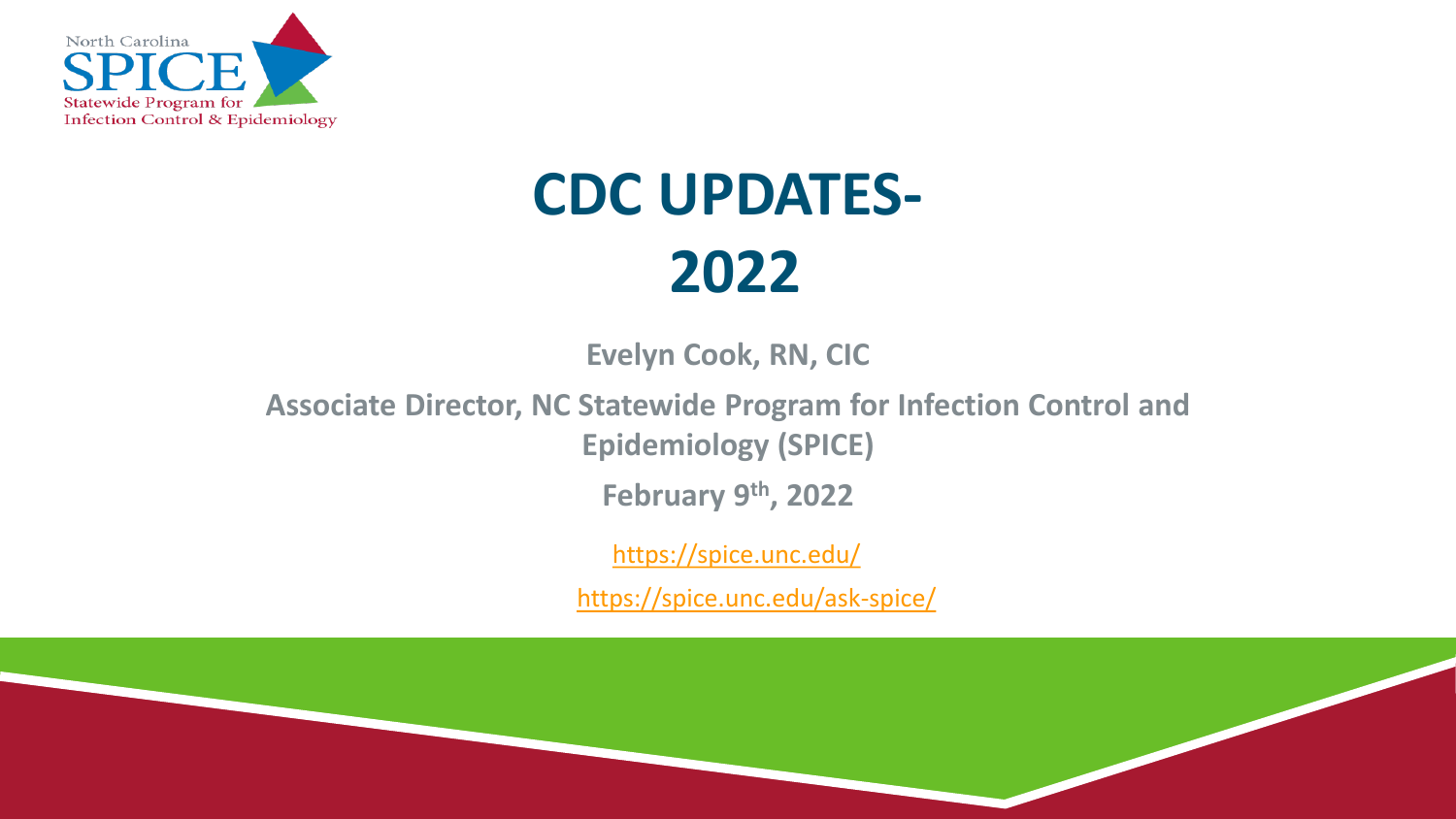North Carolina SPICE Statewide Program for Infection Control & Epidemiology

# CDC UPDATES- 2022

**Evelyn Cook, RN, CIC**

**Associate Director, NC Statewide Program for Infection Control and Epidemiology (SPICE)**

**February 9th, 2022**

https://spice.unc.edu/

https://spice.unc.edu/ask-spice/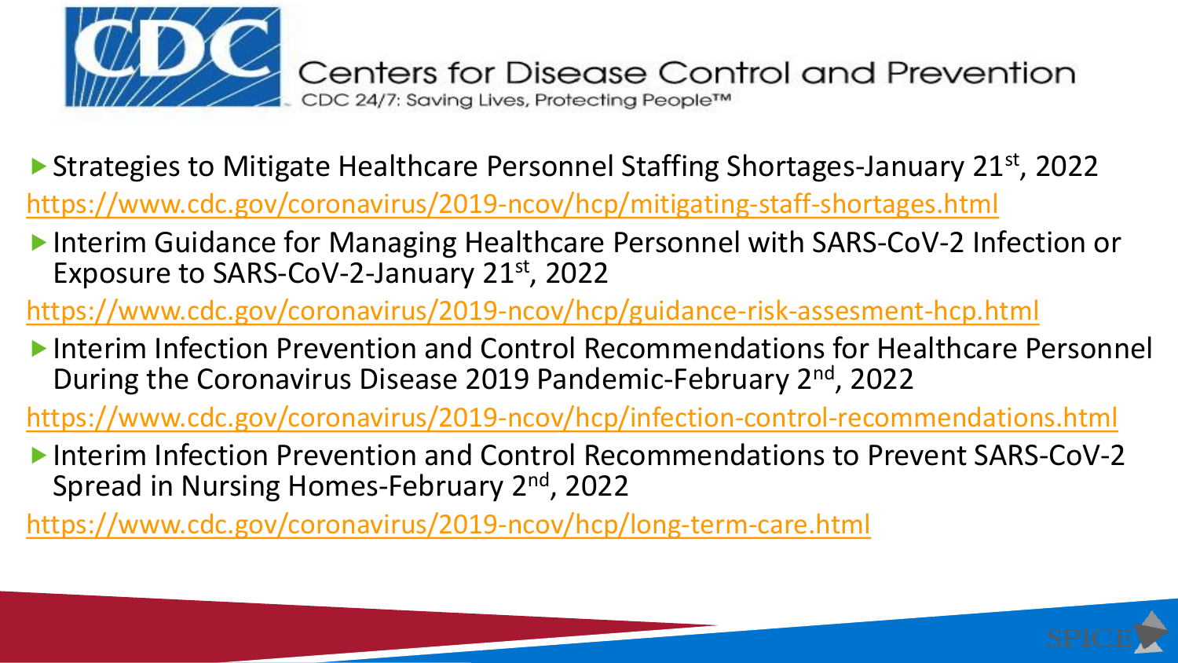# Centers for Disease Control and Prevention

CDC 24/7: Saving Lives, Protecting People™

- Strategies to Mitigate Healthcare Personnel Staffing Shortages-January 21st, 2022

https://www.cdc.gov/coronavirus/2019-ncov/hcp/mitigating-staff-shortages.html

- Interim Guidance for Managing Healthcare Personnel with SARS-CoV-2 Infection or Exposure to SARS-CoV-2-January 21st, 2022

https://www.cdc.gov/coronavirus/2019-ncov/hcp/guidance-risk-assesment-hcp.html

- Interim Infection Prevention and Control Recommendations for Healthcare Personnel During the Coronavirus Disease 2019 Pandemic-February 2nd, 2022

https://www.cdc.gov/coronavirus/2019-ncov/hcp/infection-control-recommendations.html

- Interim Infection Prevention and Control Recommendations to Prevent SARS-CoV-2 Spread in Nursing Homes-February 2nd, 2022

https://www.cdc.gov/coronavirus/2019-ncov/hcp/long-term-care.html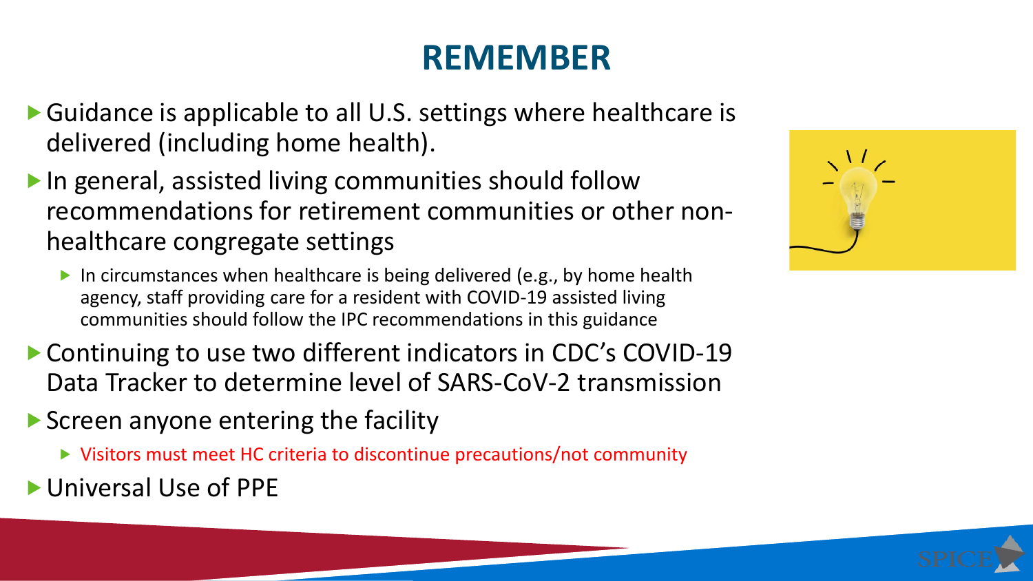# REMEMBER

- Guidance is applicable to all U.S. settings where healthcare is delivered (including home health).
- In general, assisted living communities should follow recommendations for retirement communities or other non-healthcare congregate settings
  - In circumstances when healthcare is being delivered (e.g., by home health agency, staff providing care for a resident with COVID-19 assisted living communities should follow the IPC recommendations in this guidance
- Continuing to use two different indicators in CDC's COVID-19 Data Tracker to determine level of SARS-CoV-2 transmission
- Screen anyone entering the facility
  - Visitors must meet HC criteria to discontinue precautions/not community
- Universal Use of PPE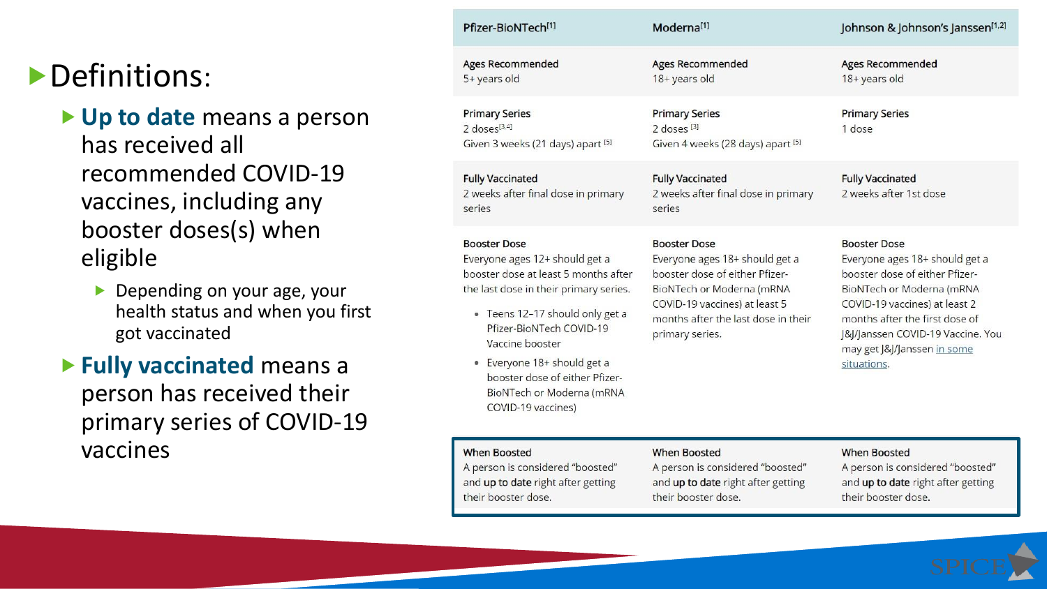# Definitions:

- **Up to date** means a person has received all recommended COVID-19 vaccines, including any booster doses(s) when eligible
  - Depending on your age, your health status and when you first got vaccinated
- **Fully vaccinated** means a person has received their primary series of COVID-19 vaccines

| Pfizer-BioNTech[1] | Moderna[1] | Johnson & Johnson's Janssen[1,2] |
|---|---|---|
| Ages Recommended<br>5+ years old | Ages Recommended<br>18+ years old | Ages Recommended<br>18+ years old |
| Primary Series<br>2 doses[3,4]<br>Given 3 weeks (21 days) apart [5] | Primary Series<br>2 doses [3]<br>Given 4 weeks (28 days) apart [5] | Primary Series<br>1 dose |
| Fully Vaccinated<br>2 weeks after final dose in primary series | Fully Vaccinated<br>2 weeks after final dose in primary series | Fully Vaccinated<br>2 weeks after 1st dose |
| Booster Dose<br>Everyone ages 12+ should get a booster dose at least 5 months after the last dose in their primary series.<br>• Teens 12–17 should only get a Pfizer-BioNTech COVID-19 Vaccine booster<br>• Everyone 18+ should get a booster dose of either Pfizer-BioNTech or Moderna (mRNA COVID-19 vaccines) | Booster Dose<br>Everyone ages 18+ should get a booster dose of either Pfizer-BioNTech or Moderna (mRNA COVID-19 vaccines) at least 5 months after the last dose in their primary series. | Booster Dose<br>Everyone ages 18+ should get a booster dose of either Pfizer-BioNTech or Moderna (mRNA COVID-19 vaccines) at least 2 months after the first dose of J&J/Janssen COVID-19 Vaccine. You may get J&J/Janssen in some situations. |
| When Boosted<br>A person is considered "boosted" and **up to date** right after getting their booster dose. | When Boosted<br>A person is considered "boosted" and **up to date** right after getting their booster dose. | When Boosted<br>A person is considered "boosted" and **up to date** right after getting their booster dose. |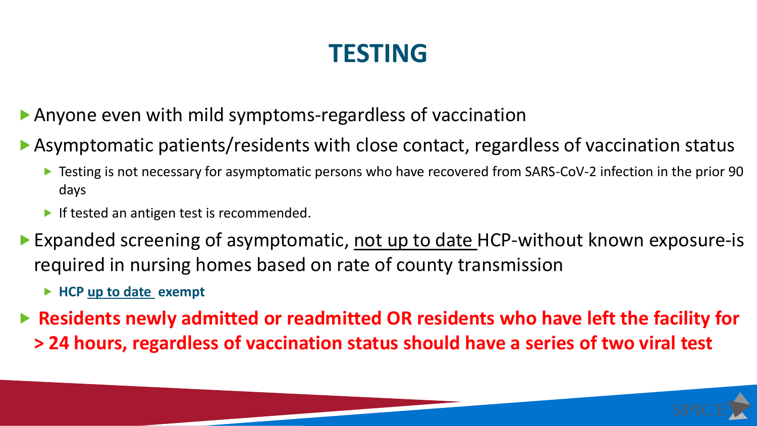# TESTING

- Anyone even with mild symptoms-regardless of vaccination
- Asymptomatic patients/residents with close contact, regardless of vaccination status
  - Testing is not necessary for asymptomatic persons who have recovered from SARS-CoV-2 infection in the prior 90 days
  - If tested an antigen test is recommended.
- Expanded screening of asymptomatic, <u>not up to date</u> HCP-without known exposure-is required in nursing homes based on rate of county transmission
  - **HCP <u>up to date</u> exempt**
- **Residents newly admitted or readmitted OR residents who have left the facility for > 24 hours, regardless of vaccination status should have a series of two viral test**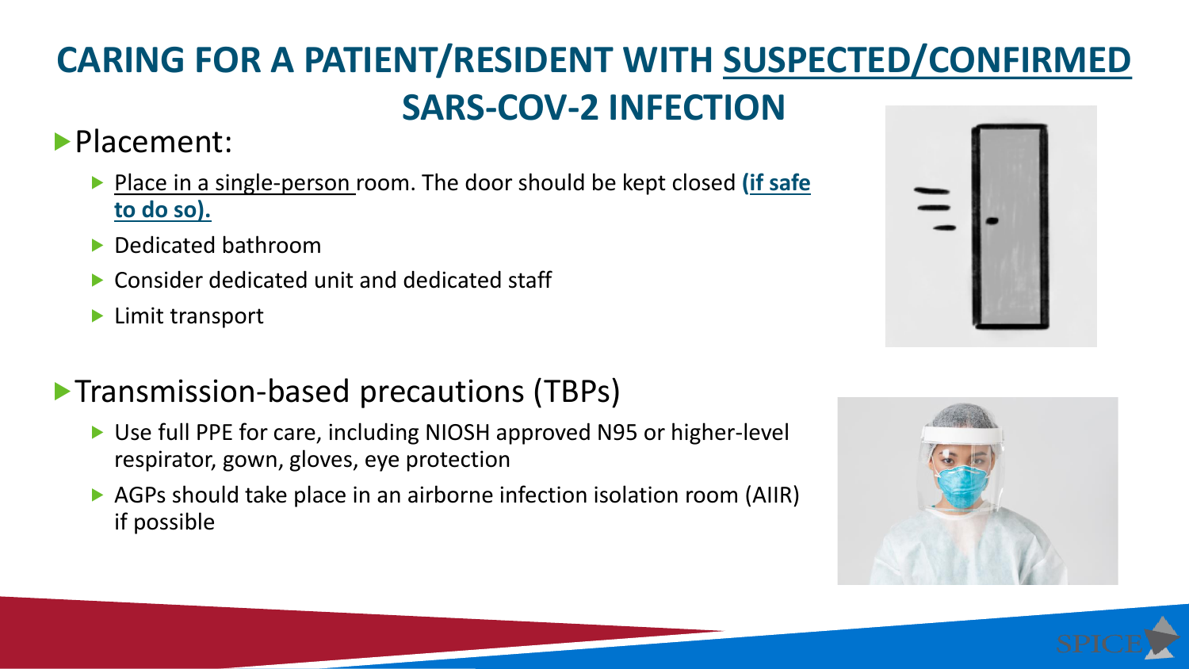# CARING FOR A PATIENT/RESIDENT WITH SUSPECTED/CONFIRMED SARS-COV-2 INFECTION

- Placement:
  - Place in a single-person room. The door should be kept closed **(if safe to do so).**
  - Dedicated bathroom
  - Consider dedicated unit and dedicated staff
  - Limit transport

- Transmission-based precautions (TBPs)
  - Use full PPE for care, including NIOSH approved N95 or higher-level respirator, gown, gloves, eye protection
  - AGPs should take place in an airborne infection isolation room (AIIR) if possible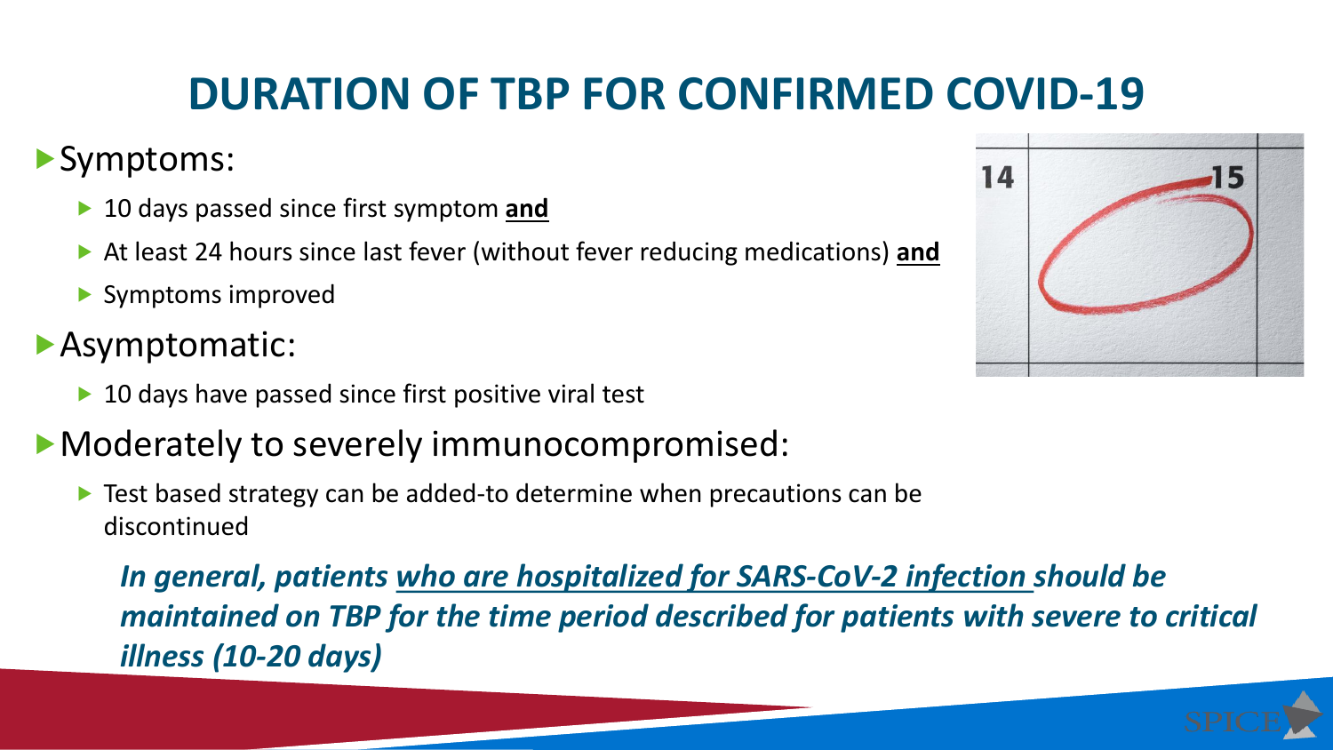# DURATION OF TBP FOR CONFIRMED COVID-19

- Symptoms:
  - 10 days passed since first symptom **and**
  - At least 24 hours since last fever (without fever reducing medications) **and**
  - Symptoms improved
- Asymptomatic:
  - 10 days have passed since first positive viral test
- Moderately to severely immunocompromised:
  - Test based strategy can be added-to determine when precautions can be discontinued

***In general, patients who are hospitalized for SARS-CoV-2 infection should be maintained on TBP for the time period described for patients with severe to critical illness (10-20 days)***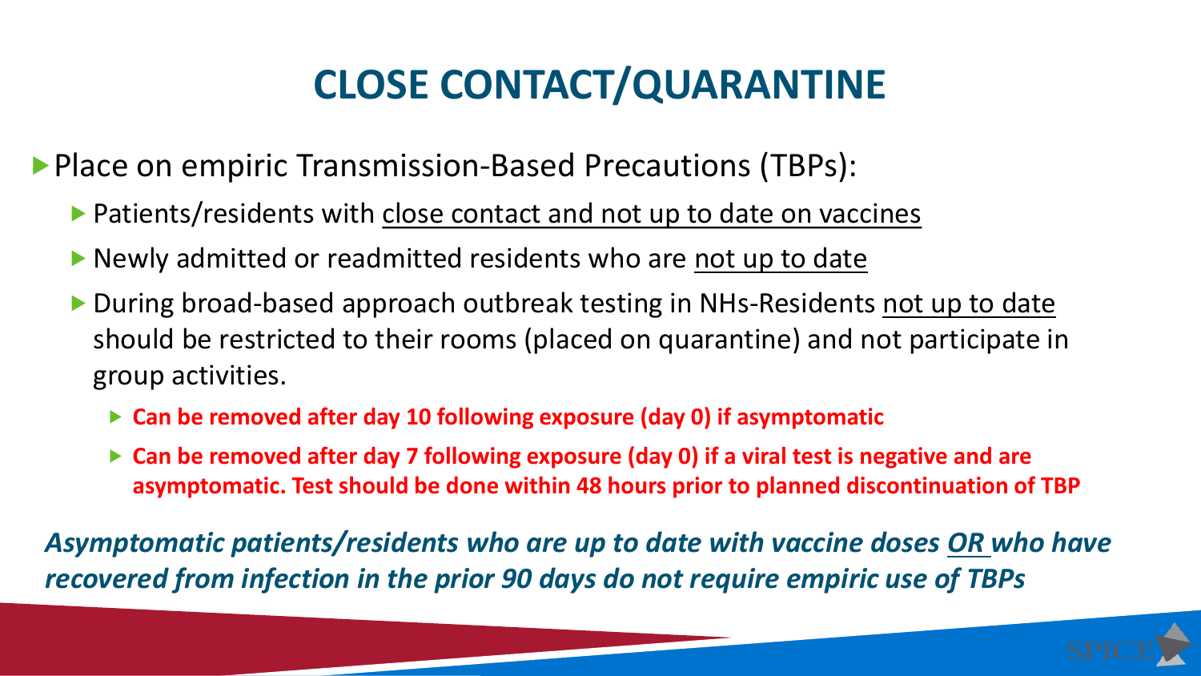# CLOSE CONTACT/QUARANTINE

- Place on empiric Transmission-Based Precautions (TBPs):
  - Patients/residents with close contact and not up to date on vaccines
  - Newly admitted or readmitted residents who are not up to date
  - During broad-based approach outbreak testing in NHs-Residents not up to date should be restricted to their rooms (placed on quarantine) and not participate in group activities.
    - **Can be removed after day 10 following exposure (day 0) if asymptomatic**
    - **Can be removed after day 7 following exposure (day 0) if a viral test is negative and are asymptomatic. Test should be done within 48 hours prior to planned discontinuation of TBP**

***Asymptomatic patients/residents who are up to date with vaccine doses OR who have recovered from infection in the prior 90 days do not require empiric use of TBPs***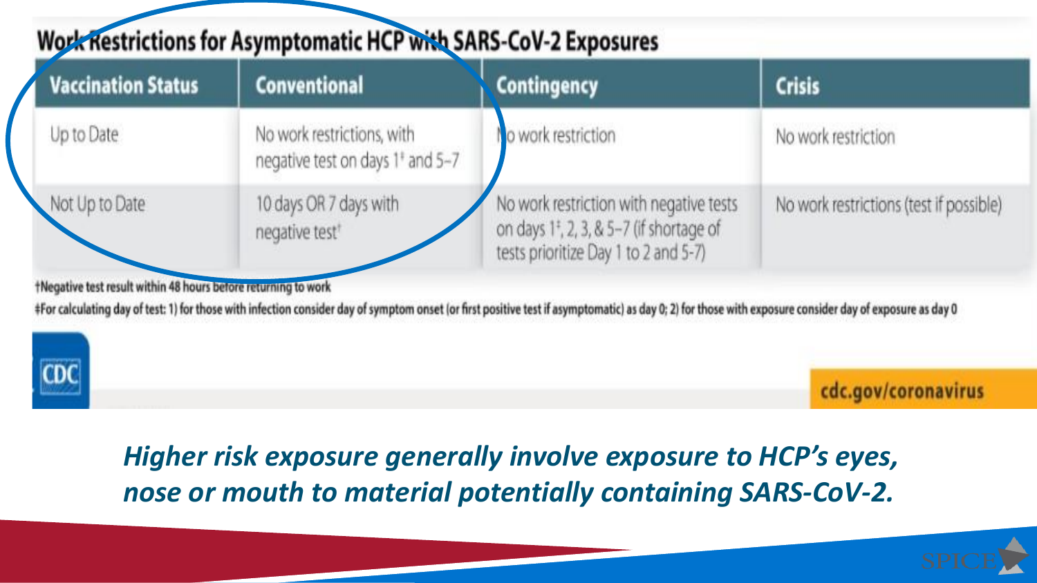## Work Restrictions for Asymptomatic HCP with SARS-CoV-2 Exposures

| Vaccination Status | Conventional | Contingency | Crisis |
| --- | --- | --- | --- |
| Up to Date | No work restrictions, with negative test on days 1‡ and 5–7 | No work restriction | No work restriction |
| Not Up to Date | 10 days OR 7 days with negative test† | No work restriction with negative tests on days 1‡, 2, 3, & 5–7 (if shortage of tests prioritize Day 1 to 2 and 5-7) | No work restrictions (test if possible) |

†Negative test result within 48 hours before returning to work

‡For calculating day of test: 1) for those with infection consider day of symptom onset (or first positive test if asymptomatic) as day 0; 2) for those with exposure consider day of exposure as day 0

CDC

cdc.gov/coronavirus

***Higher risk exposure generally involve exposure to HCP's eyes, nose or mouth to material potentially containing SARS-CoV-2.***

SPICE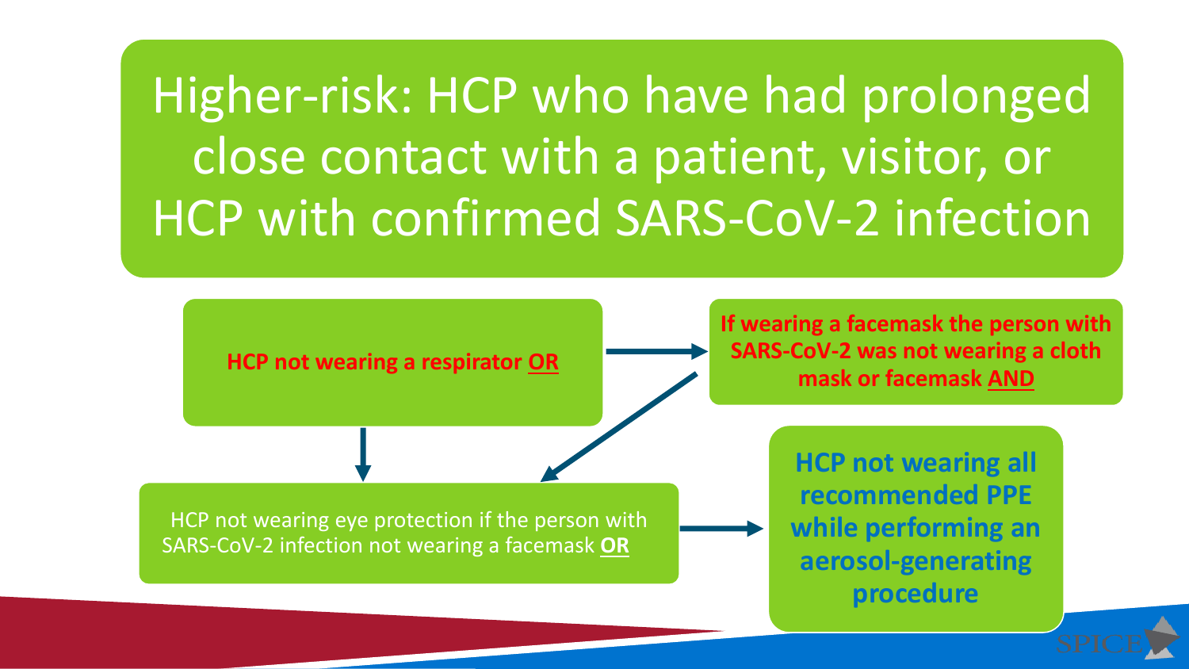# Higher-risk: HCP who have had prolonged close contact with a patient, visitor, or HCP with confirmed SARS-CoV-2 infection

**HCP not wearing a respirator OR**

**If wearing a facemask the person with SARS-CoV-2 was not wearing a cloth mask or facemask AND**

HCP not wearing eye protection if the person with SARS-CoV-2 infection not wearing a facemask **OR**

**HCP not wearing all recommended PPE while performing an aerosol-generating procedure**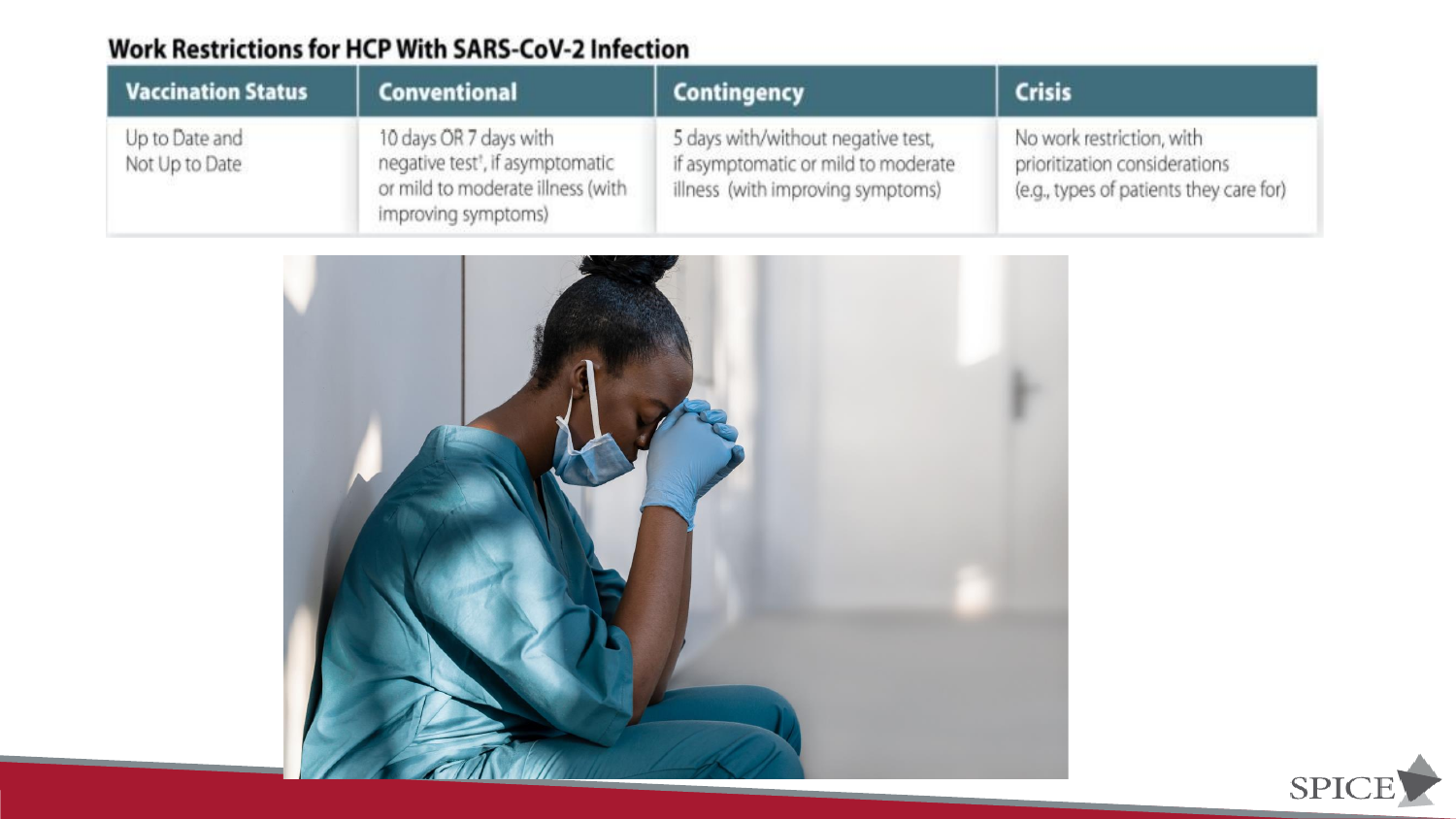**Work Restrictions for HCP With SARS-CoV-2 Infection**

| Vaccination Status | Conventional | Contingency | Crisis |
| --- | --- | --- | --- |
| Up to Date and Not Up to Date | 10 days OR 7 days with negative test[†], if asymptomatic or mild to moderate illness (with improving symptoms) | 5 days with/without negative test, if asymptomatic or mild to moderate illness (with improving symptoms) | No work restriction, with prioritization considerations (e.g., types of patients they care for) |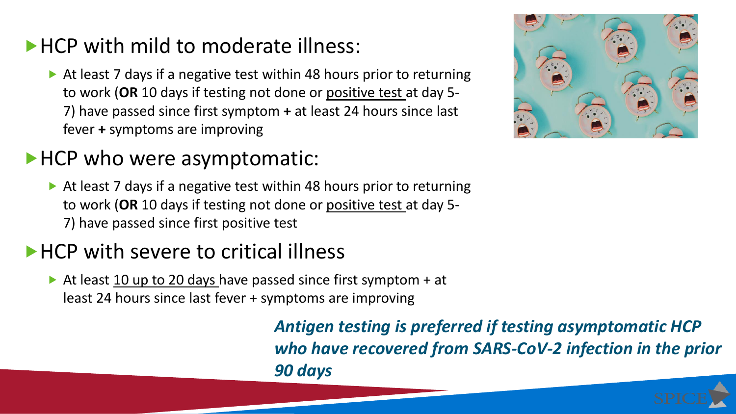- **HCP with mild to moderate illness:**
  - At least 7 days if a negative test within 48 hours prior to returning to work (**OR** 10 days if testing not done or positive test at day 5-7) have passed since first symptom **+** at least 24 hours since last fever **+** symptoms are improving
- **HCP who were asymptomatic:**
  - At least 7 days if a negative test within 48 hours prior to returning to work (**OR** 10 days if testing not done or positive test at day 5-7) have passed since first positive test
- **HCP with severe to critical illness**
  - At least 10 up to 20 days have passed since first symptom + at least 24 hours since last fever + symptoms are improving

***Antigen testing is preferred if testing asymptomatic HCP who have recovered from SARS-CoV-2 infection in the prior 90 days***